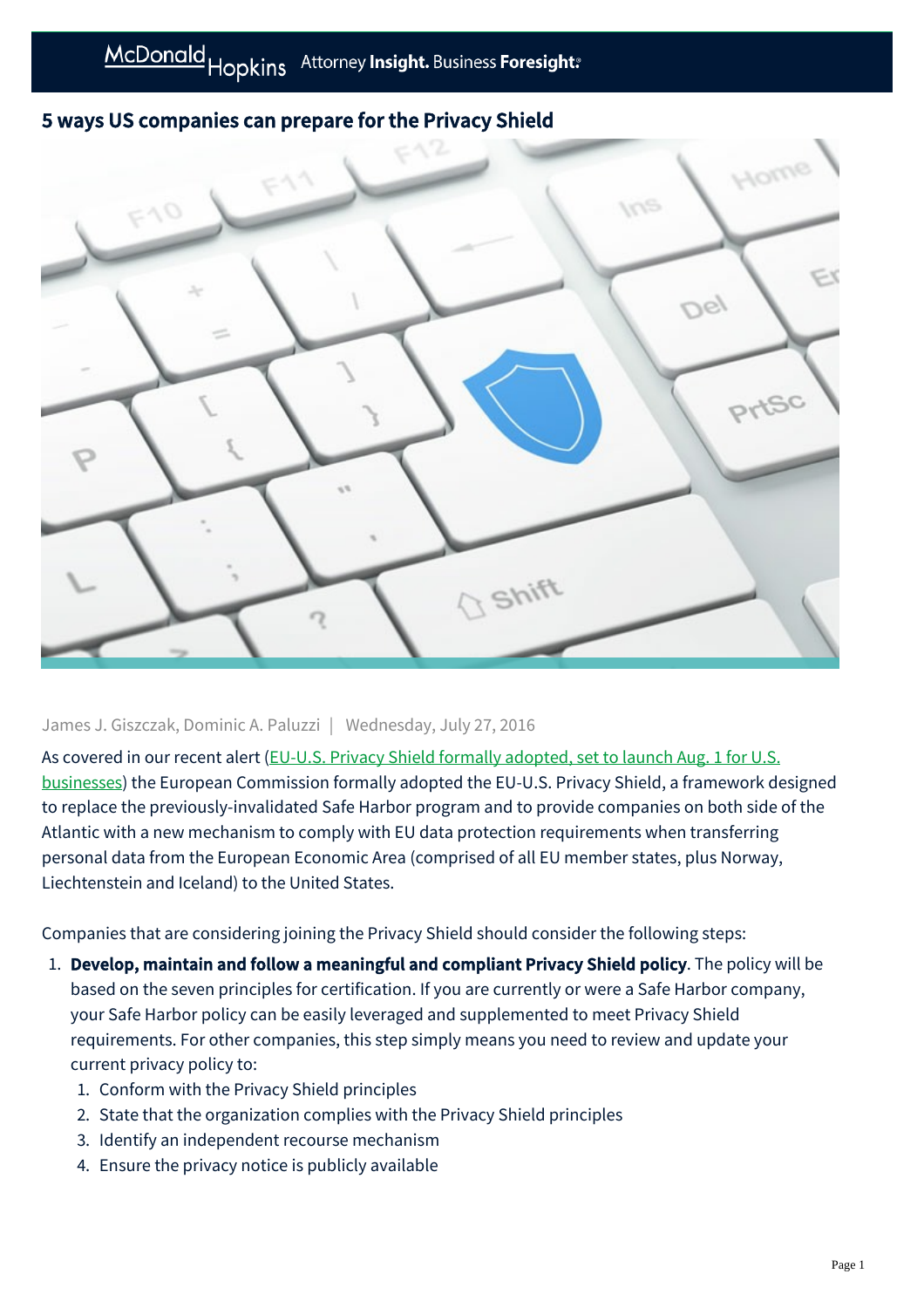# 5 ways US companies can prepare for the Privacy Shield

James J. Giszczak, Dominic A. Paluzzi | Wednesday, July 27, 2016

As covered in our recent alert (EU-U.S. Privacy Shield formally adopted, set to launch Aug. 1 for U.S. businesses) the European Commission formally adopted the EU-U.S. Privacy Shield, a framework designed to replace the previously-invalidated Safe Harbor program and to provide companies on both side of the Atlantic with a new mechanism to comply with EU data protection requirements when transferring personal data from the European Economic Area (comprised of all EU member states, plus Norway, Liechtenstein and Iceland) to the United States.

Companies that are considering joining the Privacy Shield should consider the following steps:

1. **Develop, maintain and follow a meaningful and compliant Privacy Shield policy**. The policy will be based on the seven principles for certification. If you are currently or were a Safe Harbor company, your Safe Harbor policy can be easily leveraged and supplemented to meet Privacy Shield requirements. For other companies, this step simply means you need to review and update your current privacy policy to:
   1. Conform with the Privacy Shield principles
   2. State that the organization complies with the Privacy Shield principles
   3. Identify an independent recourse mechanism
   4. Ensure the privacy notice is publicly available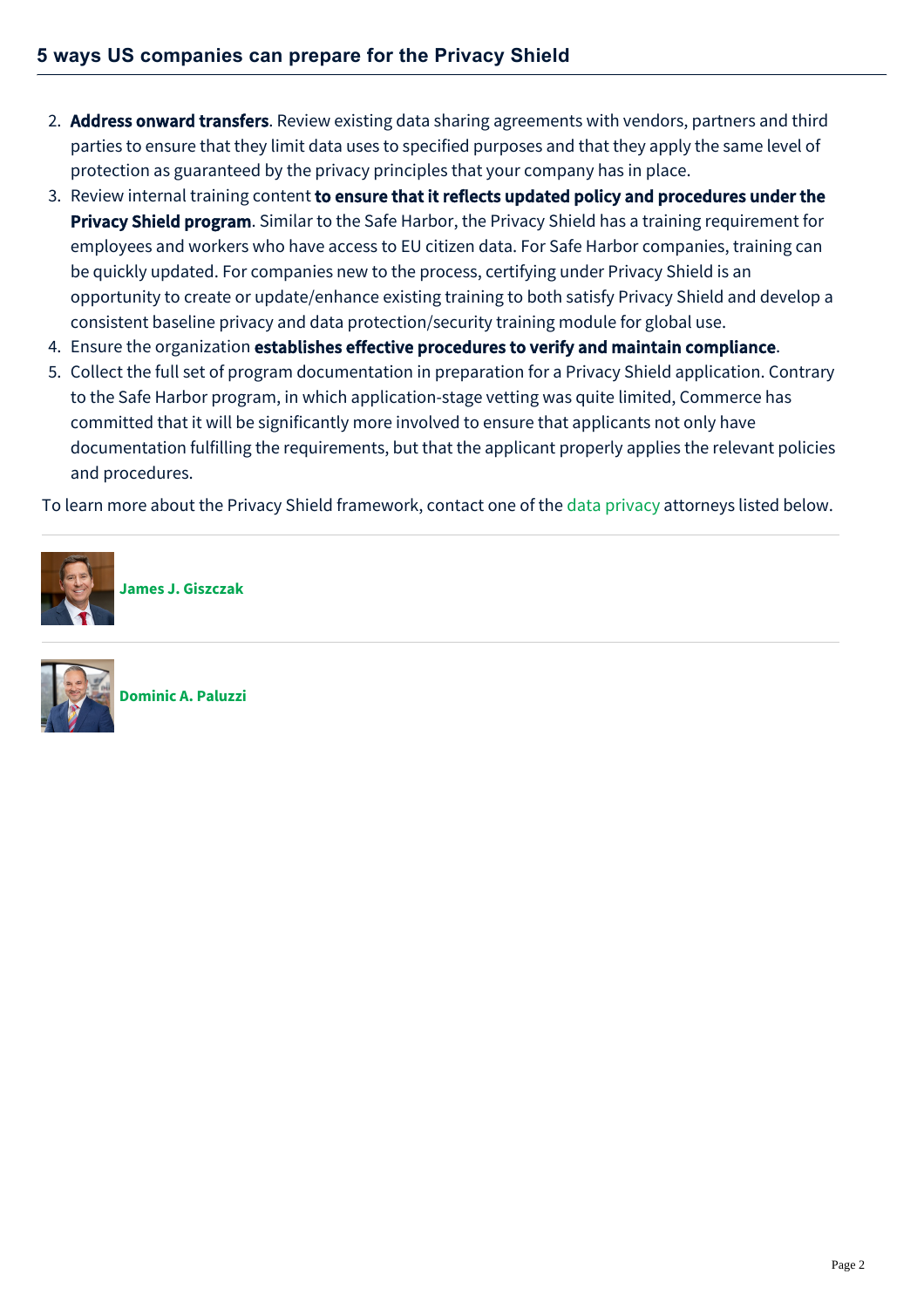2. **Address onward transfers**. Review existing data sharing agreements with vendors, partners and third parties to ensure that they limit data uses to specified purposes and that they apply the same level of protection as guaranteed by the privacy principles that your company has in place.
3. Review internal training content **to ensure that it reflects updated policy and procedures under the Privacy Shield program**. Similar to the Safe Harbor, the Privacy Shield has a training requirement for employees and workers who have access to EU citizen data. For Safe Harbor companies, training can be quickly updated. For companies new to the process, certifying under Privacy Shield is an opportunity to create or update/enhance existing training to both satisfy Privacy Shield and develop a consistent baseline privacy and data protection/security training module for global use.
4. Ensure the organization **establishes effective procedures to verify and maintain compliance**.
5. Collect the full set of program documentation in preparation for a Privacy Shield application. Contrary to the Safe Harbor program, in which application-stage vetting was quite limited, Commerce has committed that it will be significantly more involved to ensure that applicants not only have documentation fulfilling the requirements, but that the applicant properly applies the relevant policies and procedures.

To learn more about the Privacy Shield framework, contact one of the data privacy attorneys listed below.

---

**James J. Giszczak**

---

**Dominic A. Paluzzi**